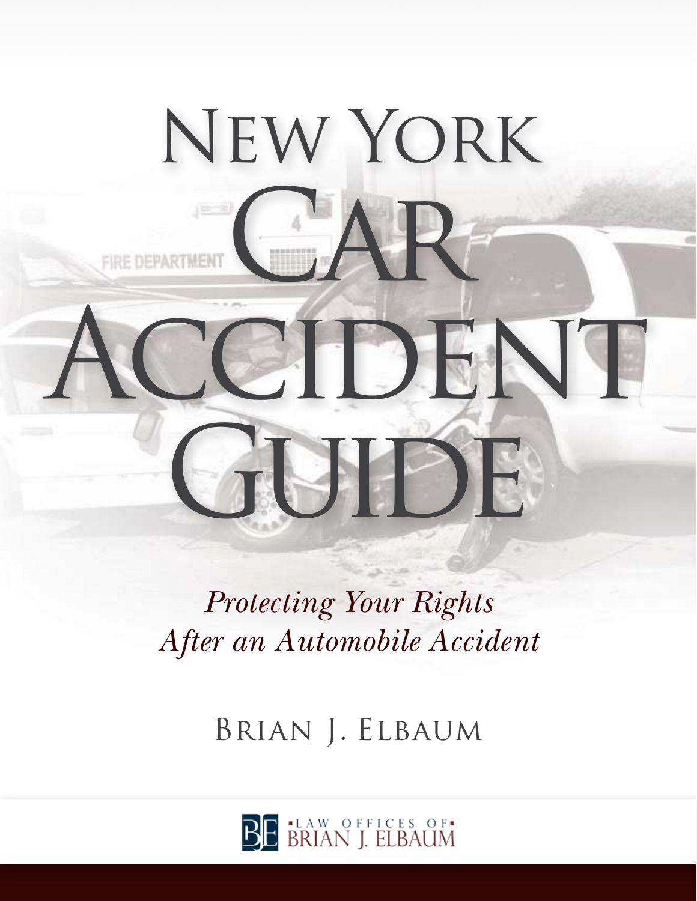# New York Car Accident Guide

*Protecting Your Rights After an Automobile Accident*

Brian J. Elbaum

LAW OFFICES OF BRIAN J. ELBAUM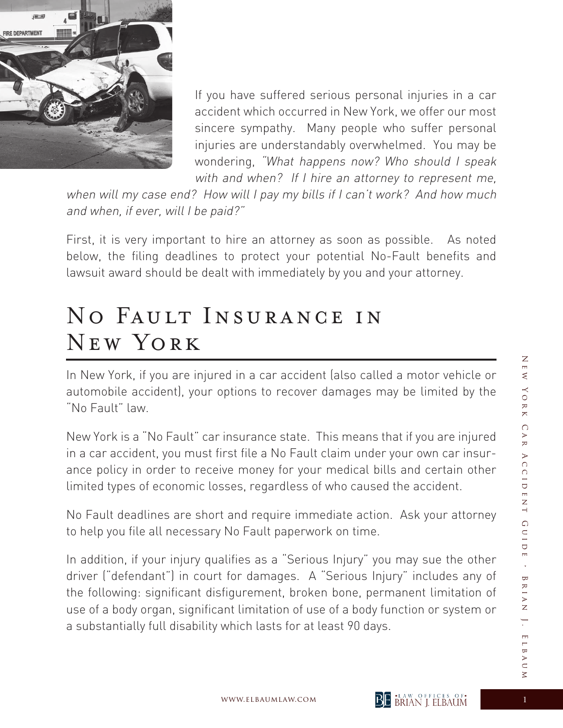If you have suffered serious personal injuries in a car accident which occurred in New York, we offer our most sincere sympathy. Many people who suffer personal injuries are understandably overwhelmed. You may be wondering, *"What happens now? Who should I speak with and when? If I hire an attorney to represent me, when will my case end? How will I pay my bills if I can't work? And how much and when, if ever, will I be paid?"*

First, it is very important to hire an attorney as soon as possible. As noted below, the filing deadlines to protect your potential No-Fault benefits and lawsuit award should be dealt with immediately by you and your attorney.

# No Fault Insurance in New York

In New York, if you are injured in a car accident (also called a motor vehicle or automobile accident), your options to recover damages may be limited by the "No Fault" law.

New York is a "No Fault" car insurance state. This means that if you are injured in a car accident, you must first file a No Fault claim under your own car insurance policy in order to receive money for your medical bills and certain other limited types of economic losses, regardless of who caused the accident.

No Fault deadlines are short and require immediate action. Ask your attorney to help you file all necessary No Fault paperwork on time.

In addition, if your injury qualifies as a "Serious Injury" you may sue the other driver ("defendant") in court for damages. A "Serious Injury" includes any of the following: significant disfigurement, broken bone, permanent limitation of use of a body organ, significant limitation of use of a body function or system or a substantially full disability which lasts for at least 90 days.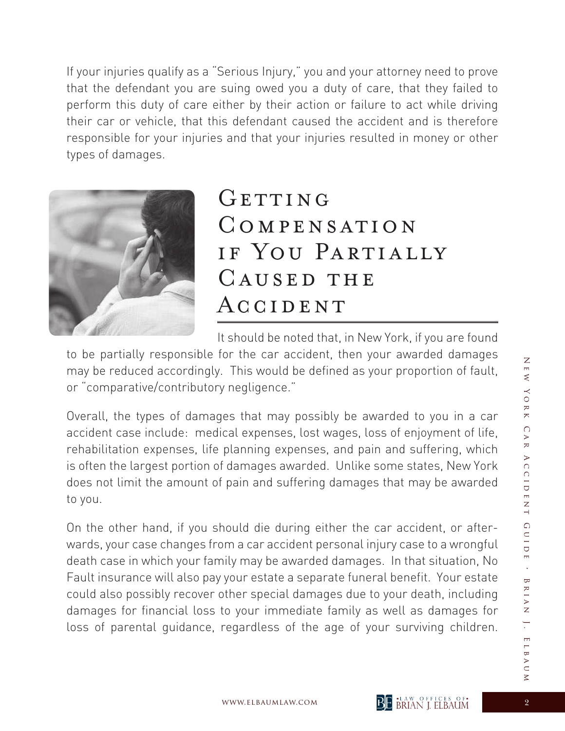If your injuries qualify as a "Serious Injury," you and your attorney need to prove that the defendant you are suing owed you a duty of care, that they failed to perform this duty of care either by their action or failure to act while driving their car or vehicle, that this defendant caused the accident and is therefore responsible for your injuries and that your injuries resulted in money or other types of damages.

## Getting Compensation if You Partially Caused the Accident

It should be noted that, in New York, if you are found to be partially responsible for the car accident, then your awarded damages may be reduced accordingly. This would be defined as your proportion of fault, or "comparative/contributory negligence."

Overall, the types of damages that may possibly be awarded to you in a car accident case include: medical expenses, lost wages, loss of enjoyment of life, rehabilitation expenses, life planning expenses, and pain and suffering, which is often the largest portion of damages awarded. Unlike some states, New York does not limit the amount of pain and suffering damages that may be awarded to you.

On the other hand, if you should die during either the car accident, or afterwards, your case changes from a car accident personal injury case to a wrongful death case in which your family may be awarded damages. In that situation, No Fault insurance will also pay your estate a separate funeral benefit. Your estate could also possibly recover other special damages due to your death, including damages for financial loss to your immediate family as well as damages for loss of parental guidance, regardless of the age of your surviving children.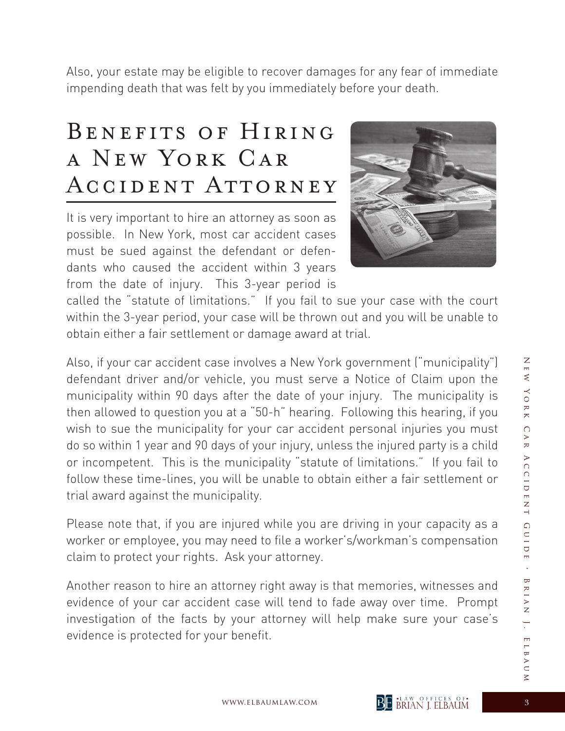Also, your estate may be eligible to recover damages for any fear of immediate impending death that was felt by you immediately before your death.

## Benefits of Hiring a New York Car Accident Attorney

It is very important to hire an attorney as soon as possible. In New York, most car accident cases must be sued against the defendant or defendants who caused the accident within 3 years from the date of injury. This 3-year period is called the "statute of limitations." If you fail to sue your case with the court within the 3-year period, your case will be thrown out and you will be unable to obtain either a fair settlement or damage award at trial.

Also, if your car accident case involves a New York government ("municipality") defendant driver and/or vehicle, you must serve a Notice of Claim upon the municipality within 90 days after the date of your injury. The municipality is then allowed to question you at a "50-h" hearing. Following this hearing, if you wish to sue the municipality for your car accident personal injuries you must do so within 1 year and 90 days of your injury, unless the injured party is a child or incompetent. This is the municipality "statute of limitations." If you fail to follow these time-lines, you will be unable to obtain either a fair settlement or trial award against the municipality.

Please note that, if you are injured while you are driving in your capacity as a worker or employee, you may need to file a worker's/workman's compensation claim to protect your rights. Ask your attorney.

Another reason to hire an attorney right away is that memories, witnesses and evidence of your car accident case will tend to fade away over time. Prompt investigation of the facts by your attorney will help make sure your case's evidence is protected for your benefit.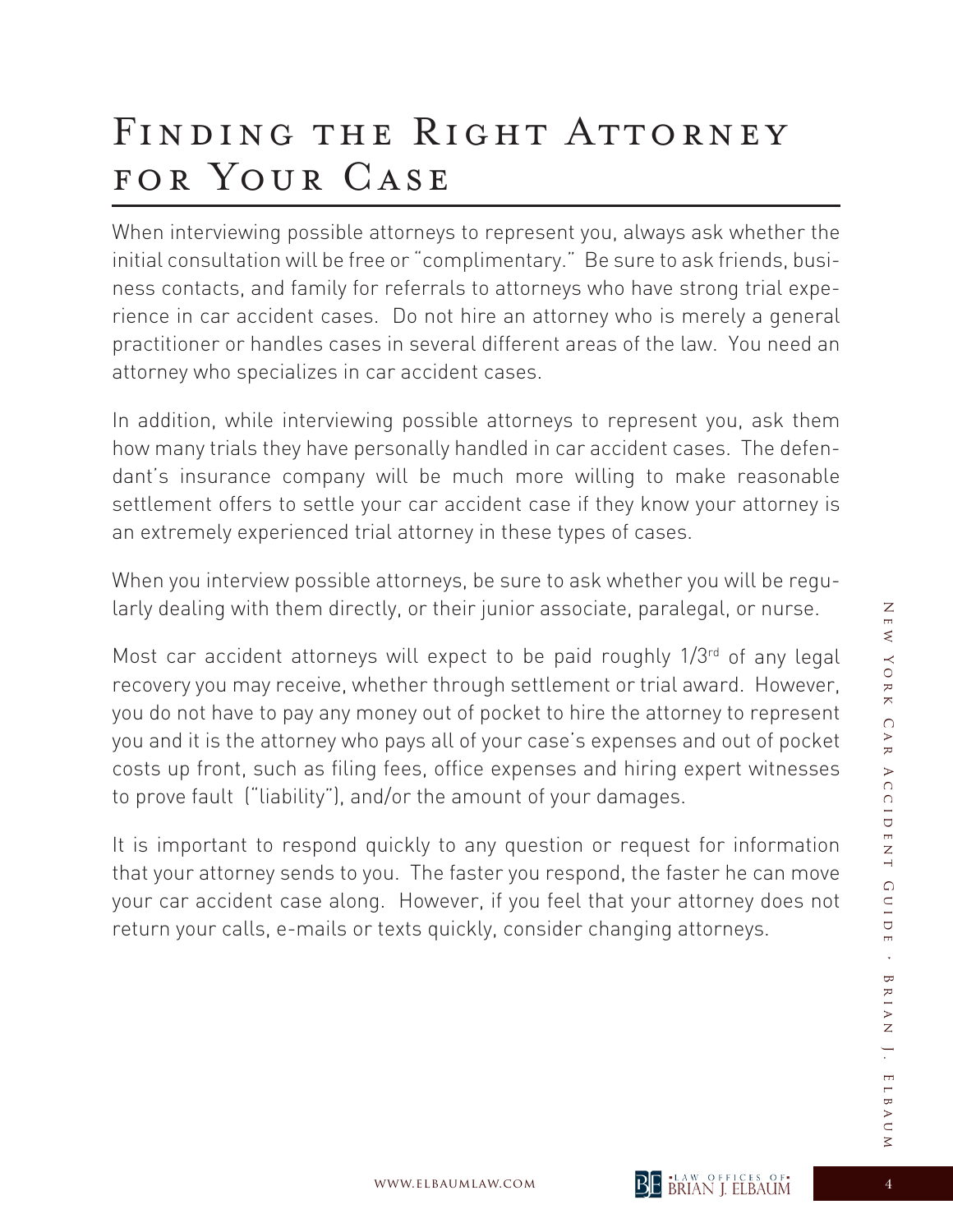# Finding the Right Attorney for Your Case

When interviewing possible attorneys to represent you, always ask whether the initial consultation will be free or "complimentary." Be sure to ask friends, business contacts, and family for referrals to attorneys who have strong trial experience in car accident cases. Do not hire an attorney who is merely a general practitioner or handles cases in several different areas of the law. You need an attorney who specializes in car accident cases.

In addition, while interviewing possible attorneys to represent you, ask them how many trials they have personally handled in car accident cases. The defendant's insurance company will be much more willing to make reasonable settlement offers to settle your car accident case if they know your attorney is an extremely experienced trial attorney in these types of cases.

When you interview possible attorneys, be sure to ask whether you will be regularly dealing with them directly, or their junior associate, paralegal, or nurse.

Most car accident attorneys will expect to be paid roughly 1/3rd of any legal recovery you may receive, whether through settlement or trial award. However, you do not have to pay any money out of pocket to hire the attorney to represent you and it is the attorney who pays all of your case's expenses and out of pocket costs up front, such as filing fees, office expenses and hiring expert witnesses to prove fault ("liability"), and/or the amount of your damages.

It is important to respond quickly to any question or request for information that your attorney sends to you. The faster you respond, the faster he can move your car accident case along. However, if you feel that your attorney does not return your calls, e-mails or texts quickly, consider changing attorneys.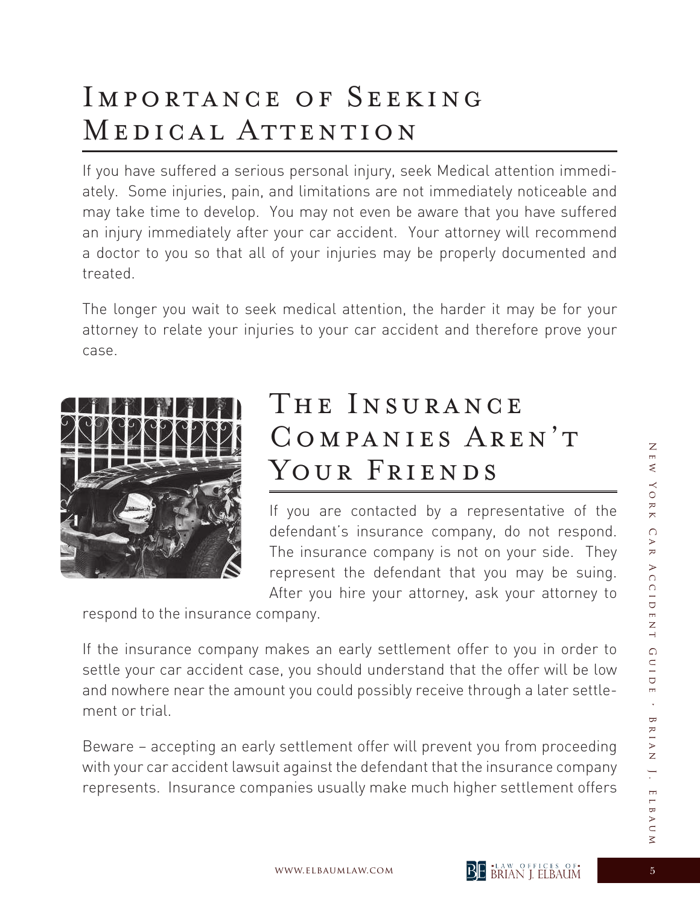# Importance of Seeking Medical Attention

If you have suffered a serious personal injury, seek Medical attention immediately. Some injuries, pain, and limitations are not immediately noticeable and may take time to develop. You may not even be aware that you have suffered an injury immediately after your car accident. Your attorney will recommend a doctor to you so that all of your injuries may be properly documented and treated.

The longer you wait to seek medical attention, the harder it may be for your attorney to relate your injuries to your car accident and therefore prove your case.

# The Insurance Companies Aren't Your Friends

If you are contacted by a representative of the defendant's insurance company, do not respond. The insurance company is not on your side. They represent the defendant that you may be suing. After you hire your attorney, ask your attorney to respond to the insurance company.

If the insurance company makes an early settlement offer to you in order to settle your car accident case, you should understand that the offer will be low and nowhere near the amount you could possibly receive through a later settlement or trial.

Beware – accepting an early settlement offer will prevent you from proceeding with your car accident lawsuit against the defendant that the insurance company represents. Insurance companies usually make much higher settlement offers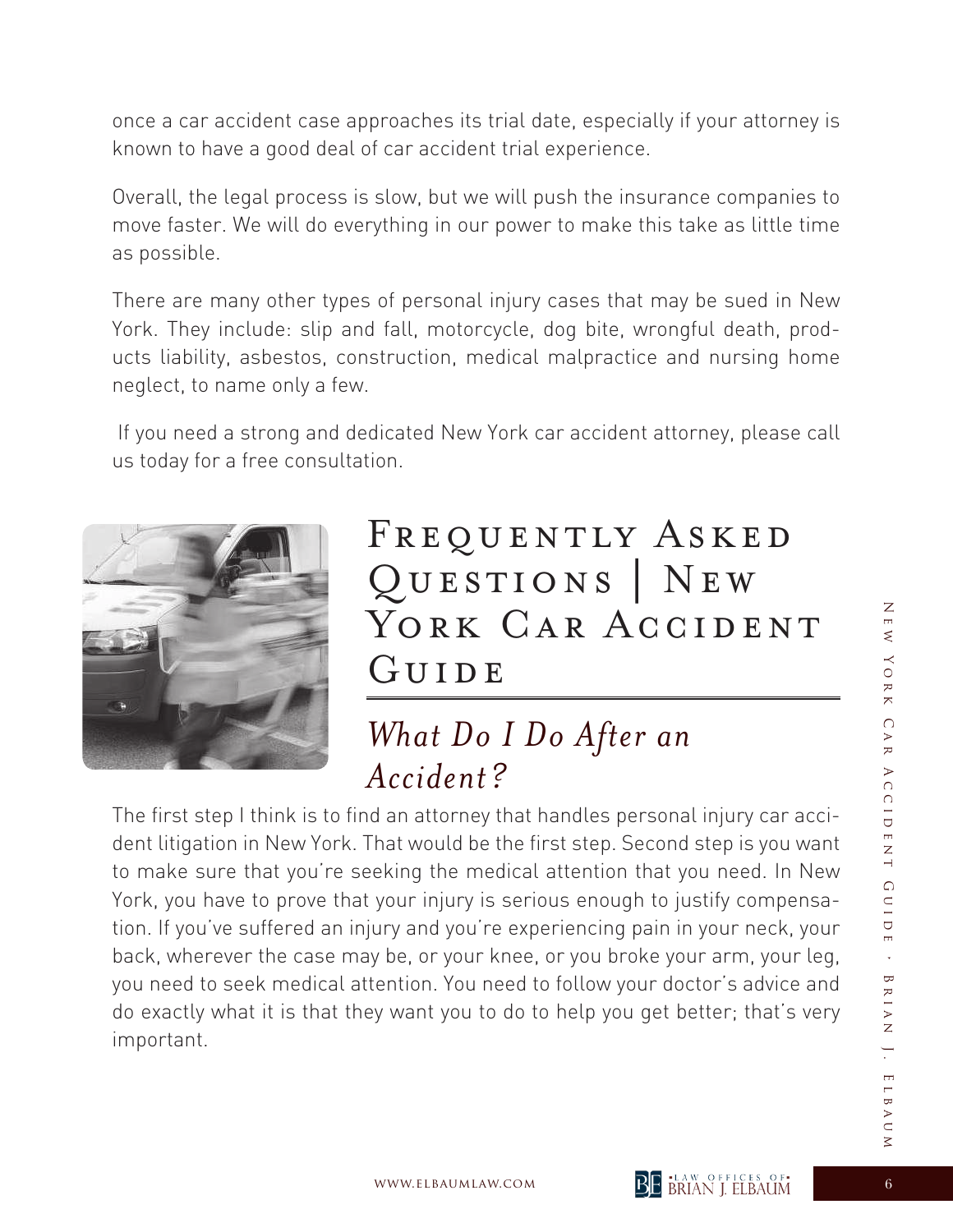once a car accident case approaches its trial date, especially if your attorney is known to have a good deal of car accident trial experience.

Overall, the legal process is slow, but we will push the insurance companies to move faster. We will do everything in our power to make this take as little time as possible.

There are many other types of personal injury cases that may be sued in New York. They include: slip and fall, motorcycle, dog bite, wrongful death, products liability, asbestos, construction, medical malpractice and nursing home neglect, to name only a few.

If you need a strong and dedicated New York car accident attorney, please call us today for a free consultation.

# Frequently Asked Questions | New York Car Accident Guide

## *What Do I Do After an Accident?*

The first step I think is to find an attorney that handles personal injury car accident litigation in New York. That would be the first step. Second step is you want to make sure that you're seeking the medical attention that you need. In New York, you have to prove that your injury is serious enough to justify compensation. If you've suffered an injury and you're experiencing pain in your neck, your back, wherever the case may be, or your knee, or you broke your arm, your leg, you need to seek medical attention. You need to follow your doctor's advice and do exactly what it is that they want you to do to help you get better; that's very important.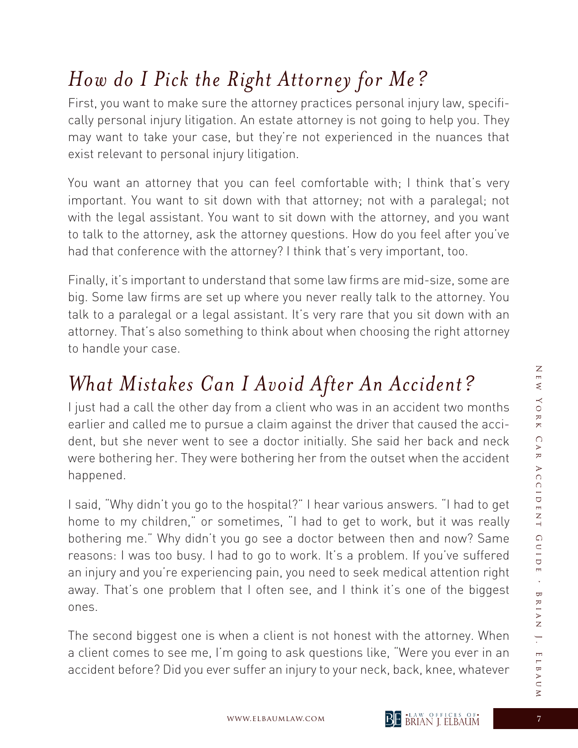## *How do I Pick the Right Attorney for Me?*

First, you want to make sure the attorney practices personal injury law, specifically personal injury litigation. An estate attorney is not going to help you. They may want to take your case, but they're not experienced in the nuances that exist relevant to personal injury litigation.

You want an attorney that you can feel comfortable with; I think that's very important. You want to sit down with that attorney; not with a paralegal; not with the legal assistant. You want to sit down with the attorney, and you want to talk to the attorney, ask the attorney questions. How do you feel after you've had that conference with the attorney? I think that's very important, too.

Finally, it's important to understand that some law firms are mid-size, some are big. Some law firms are set up where you never really talk to the attorney. You talk to a paralegal or a legal assistant. It's very rare that you sit down with an attorney. That's also something to think about when choosing the right attorney to handle your case.

## *What Mistakes Can I Avoid After An Accident?*

I just had a call the other day from a client who was in an accident two months earlier and called me to pursue a claim against the driver that caused the accident, but she never went to see a doctor initially. She said her back and neck were bothering her. They were bothering her from the outset when the accident happened.

I said, "Why didn't you go to the hospital?" I hear various answers. "I had to get home to my children," or sometimes, "I had to get to work, but it was really bothering me." Why didn't you go see a doctor between then and now? Same reasons: I was too busy. I had to go to work. It's a problem. If you've suffered an injury and you're experiencing pain, you need to seek medical attention right away. That's one problem that I often see, and I think it's one of the biggest ones.

The second biggest one is when a client is not honest with the attorney. When a client comes to see me, I'm going to ask questions like, "Were you ever in an accident before? Did you ever suffer an injury to your neck, back, knee, whatever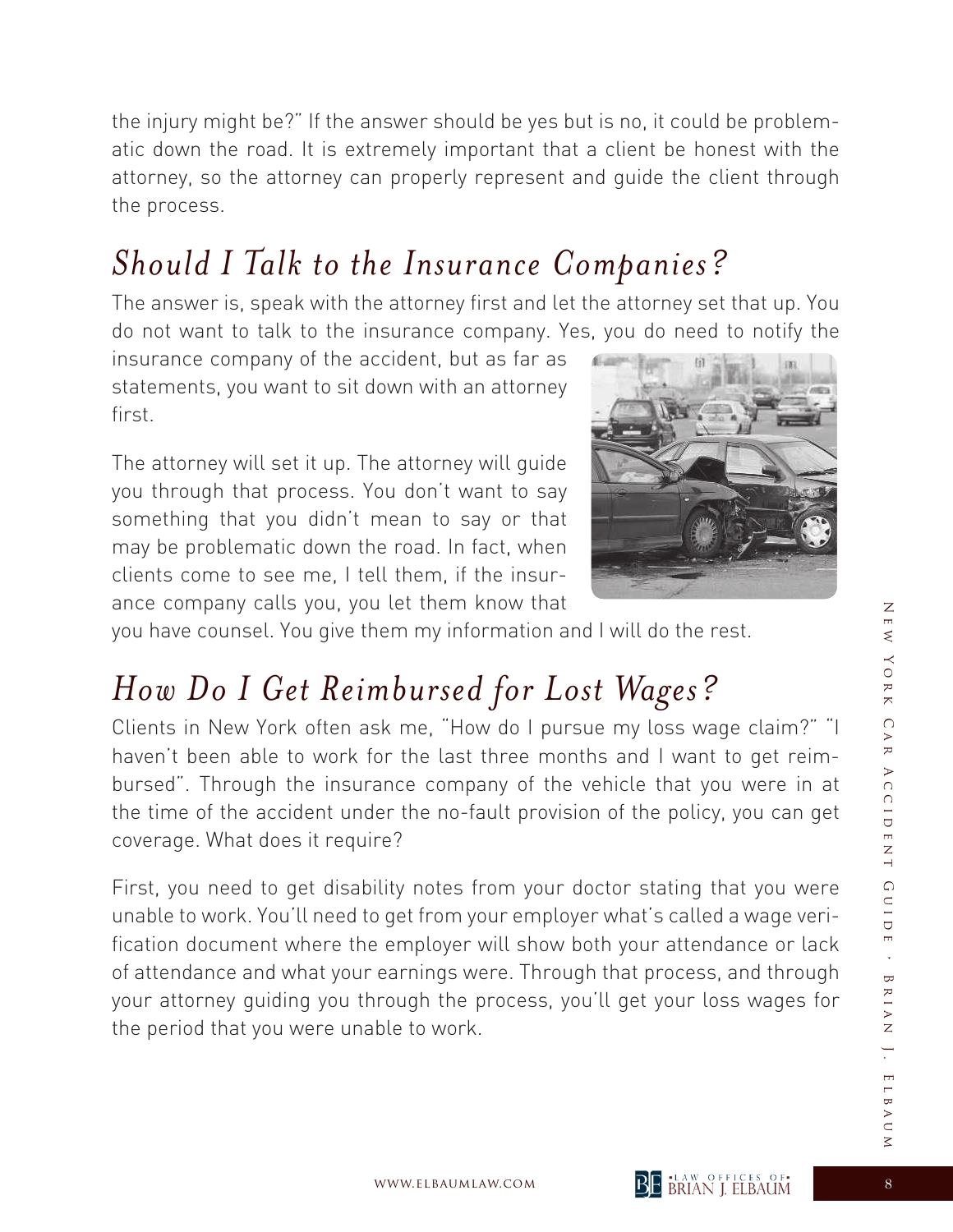the injury might be?" If the answer should be yes but is no, it could be problematic down the road. It is extremely important that a client be honest with the attorney, so the attorney can properly represent and guide the client through the process.

## *Should I Talk to the Insurance Companies?*

The answer is, speak with the attorney first and let the attorney set that up. You do not want to talk to the insurance company. Yes, you do need to notify the insurance company of the accident, but as far as statements, you want to sit down with an attorney first.

The attorney will set it up. The attorney will guide you through that process. You don't want to say something that you didn't mean to say or that may be problematic down the road. In fact, when clients come to see me, I tell them, if the insurance company calls you, you let them know that you have counsel. You give them my information and I will do the rest.

## *How Do I Get Reimbursed for Lost Wages?*

Clients in New York often ask me, "How do I pursue my loss wage claim?" "I haven't been able to work for the last three months and I want to get reimbursed". Through the insurance company of the vehicle that you were in at the time of the accident under the no-fault provision of the policy, you can get coverage. What does it require?

First, you need to get disability notes from your doctor stating that you were unable to work. You'll need to get from your employer what's called a wage verification document where the employer will show both your attendance or lack of attendance and what your earnings were. Through that process, and through your attorney guiding you through the process, you'll get your loss wages for the period that you were unable to work.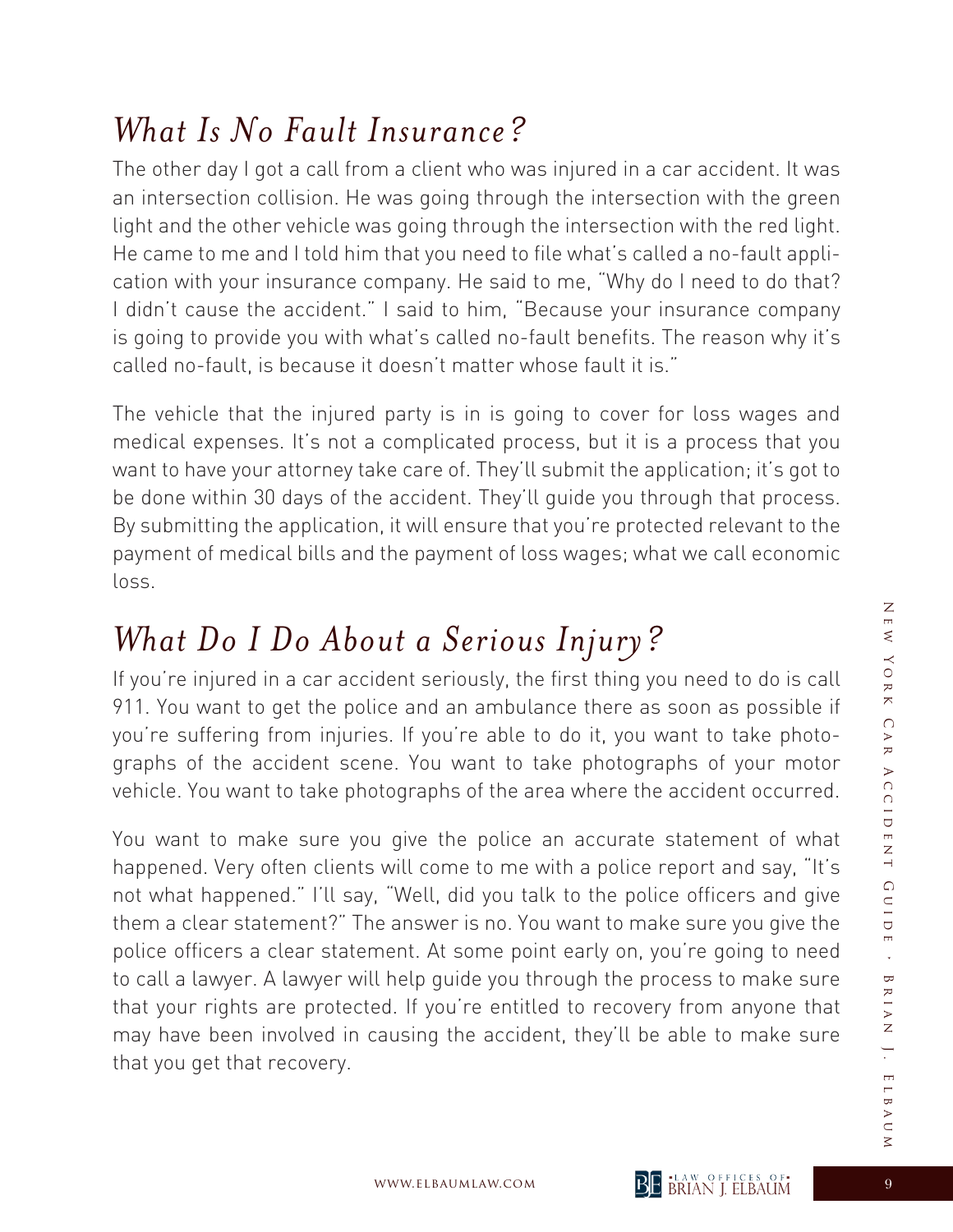## *What Is No Fault Insurance?*

The other day I got a call from a client who was injured in a car accident. It was an intersection collision. He was going through the intersection with the green light and the other vehicle was going through the intersection with the red light. He came to me and I told him that you need to file what's called a no-fault application with your insurance company. He said to me, "Why do I need to do that? I didn't cause the accident." I said to him, "Because your insurance company is going to provide you with what's called no-fault benefits. The reason why it's called no-fault, is because it doesn't matter whose fault it is."

The vehicle that the injured party is in is going to cover for loss wages and medical expenses. It's not a complicated process, but it is a process that you want to have your attorney take care of. They'll submit the application; it's got to be done within 30 days of the accident. They'll guide you through that process. By submitting the application, it will ensure that you're protected relevant to the payment of medical bills and the payment of loss wages; what we call economic loss.

## *What Do I Do About a Serious Injury?*

If you're injured in a car accident seriously, the first thing you need to do is call 911. You want to get the police and an ambulance there as soon as possible if you're suffering from injuries. If you're able to do it, you want to take photographs of the accident scene. You want to take photographs of your motor vehicle. You want to take photographs of the area where the accident occurred.

You want to make sure you give the police an accurate statement of what happened. Very often clients will come to me with a police report and say, "It's not what happened." I'll say, "Well, did you talk to the police officers and give them a clear statement?" The answer is no. You want to make sure you give the police officers a clear statement. At some point early on, you're going to need to call a lawyer. A lawyer will help guide you through the process to make sure that your rights are protected. If you're entitled to recovery from anyone that may have been involved in causing the accident, they'll be able to make sure that you get that recovery.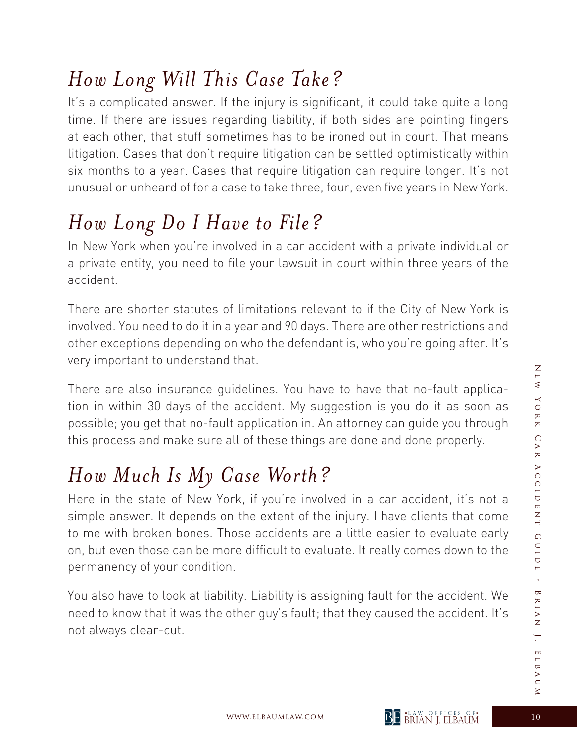## *How Long Will This Case Take?*

It's a complicated answer. If the injury is significant, it could take quite a long time. If there are issues regarding liability, if both sides are pointing fingers at each other, that stuff sometimes has to be ironed out in court. That means litigation. Cases that don't require litigation can be settled optimistically within six months to a year. Cases that require litigation can require longer. It's not unusual or unheard of for a case to take three, four, even five years in New York.

## *How Long Do I Have to File?*

In New York when you're involved in a car accident with a private individual or a private entity, you need to file your lawsuit in court within three years of the accident.

There are shorter statutes of limitations relevant to if the City of New York is involved. You need to do it in a year and 90 days. There are other restrictions and other exceptions depending on who the defendant is, who you're going after. It's very important to understand that.

There are also insurance guidelines. You have to have that no-fault application in within 30 days of the accident. My suggestion is you do it as soon as possible; you get that no-fault application in. An attorney can guide you through this process and make sure all of these things are done and done properly.

## *How Much Is My Case Worth?*

Here in the state of New York, if you're involved in a car accident, it's not a simple answer. It depends on the extent of the injury. I have clients that come to me with broken bones. Those accidents are a little easier to evaluate early on, but even those can be more difficult to evaluate. It really comes down to the permanency of your condition.

You also have to look at liability. Liability is assigning fault for the accident. We need to know that it was the other guy's fault; that they caused the accident. It's not always clear-cut.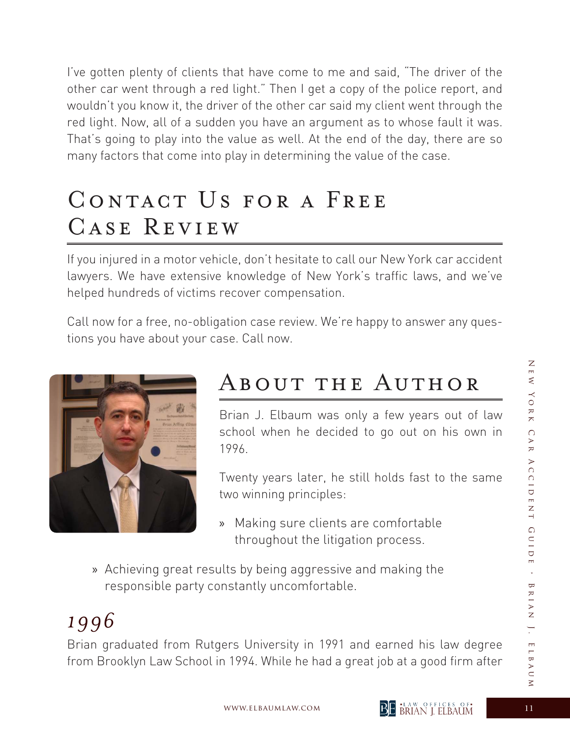I've gotten plenty of clients that have come to me and said, "The driver of the other car went through a red light." Then I get a copy of the police report, and wouldn't you know it, the driver of the other car said my client went through the red light. Now, all of a sudden you have an argument as to whose fault it was. That's going to play into the value as well. At the end of the day, there are so many factors that come into play in determining the value of the case.

## Contact Us for a Free Case Review

If you injured in a motor vehicle, don't hesitate to call our New York car accident lawyers. We have extensive knowledge of New York's traffic laws, and we've helped hundreds of victims recover compensation.

Call now for a free, no-obligation case review. We're happy to answer any questions you have about your case. Call now.

## About the Author

Brian J. Elbaum was only a few years out of law school when he decided to go out on his own in 1996.

Twenty years later, he still holds fast to the same two winning principles:

- Making sure clients are comfortable throughout the litigation process.
- Achieving great results by being aggressive and making the responsible party constantly uncomfortable.

### *1996*

Brian graduated from Rutgers University in 1991 and earned his law degree from Brooklyn Law School in 1994. While he had a great job at a good firm after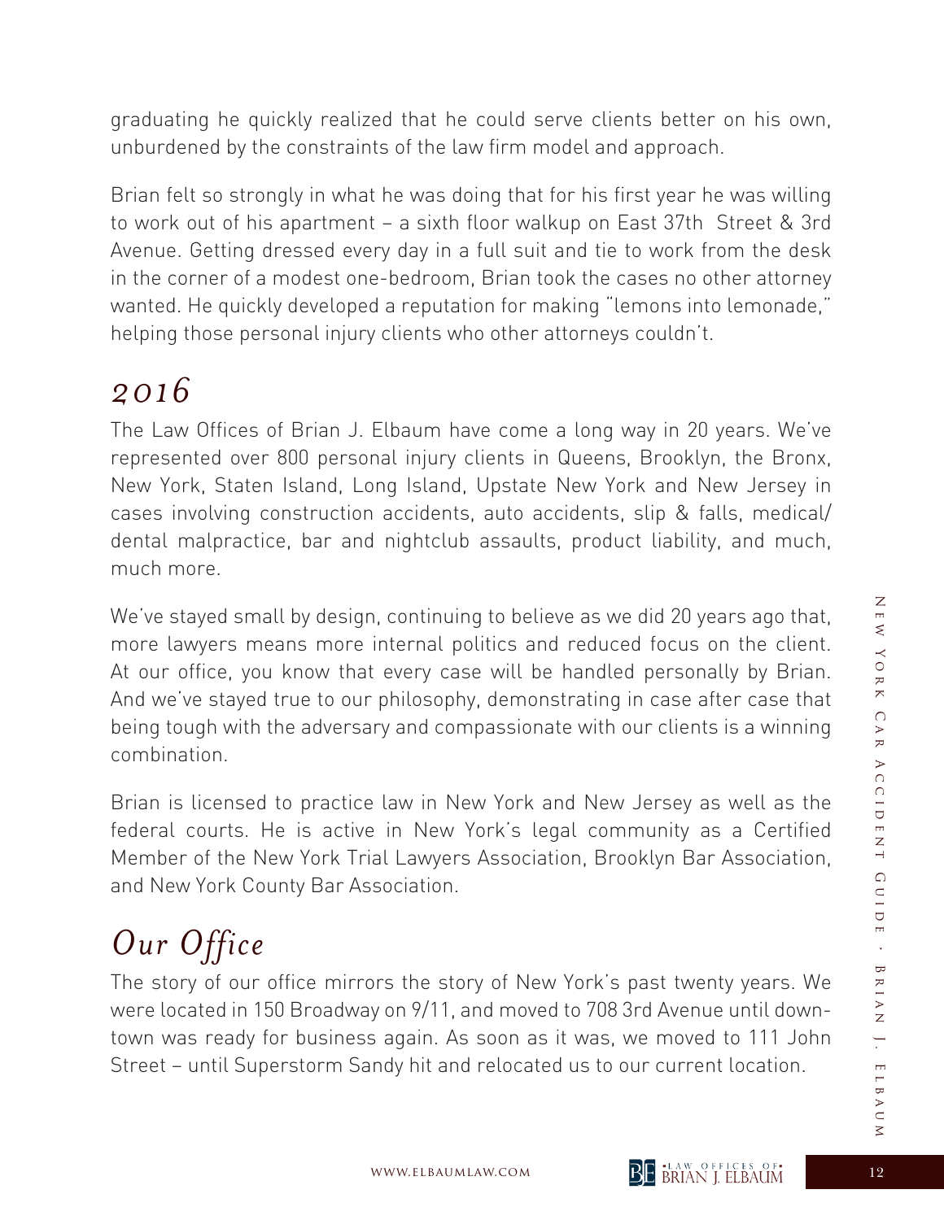graduating he quickly realized that he could serve clients better on his own, unburdened by the constraints of the law firm model and approach.

Brian felt so strongly in what he was doing that for his first year he was willing to work out of his apartment – a sixth floor walkup on East 37th  Street & 3rd Avenue. Getting dressed every day in a full suit and tie to work from the desk in the corner of a modest one-bedroom, Brian took the cases no other attorney wanted. He quickly developed a reputation for making "lemons into lemonade," helping those personal injury clients who other attorneys couldn't.

## *2016*

The Law Offices of Brian J. Elbaum have come a long way in 20 years. We've represented over 800 personal injury clients in Queens, Brooklyn, the Bronx, New York, Staten Island, Long Island, Upstate New York and New Jersey in cases involving construction accidents, auto accidents, slip & falls, medical/dental malpractice, bar and nightclub assaults, product liability, and much, much more.

We've stayed small by design, continuing to believe as we did 20 years ago that, more lawyers means more internal politics and reduced focus on the client. At our office, you know that every case will be handled personally by Brian. And we've stayed true to our philosophy, demonstrating in case after case that being tough with the adversary and compassionate with our clients is a winning combination.

Brian is licensed to practice law in New York and New Jersey as well as the federal courts. He is active in New York's legal community as a Certified Member of the New York Trial Lawyers Association, Brooklyn Bar Association, and New York County Bar Association.

## *Our Office*

The story of our office mirrors the story of New York's past twenty years. We were located in 150 Broadway on 9/11, and moved to 708 3rd Avenue until downtown was ready for business again. As soon as it was, we moved to 111 John Street – until Superstorm Sandy hit and relocated us to our current location.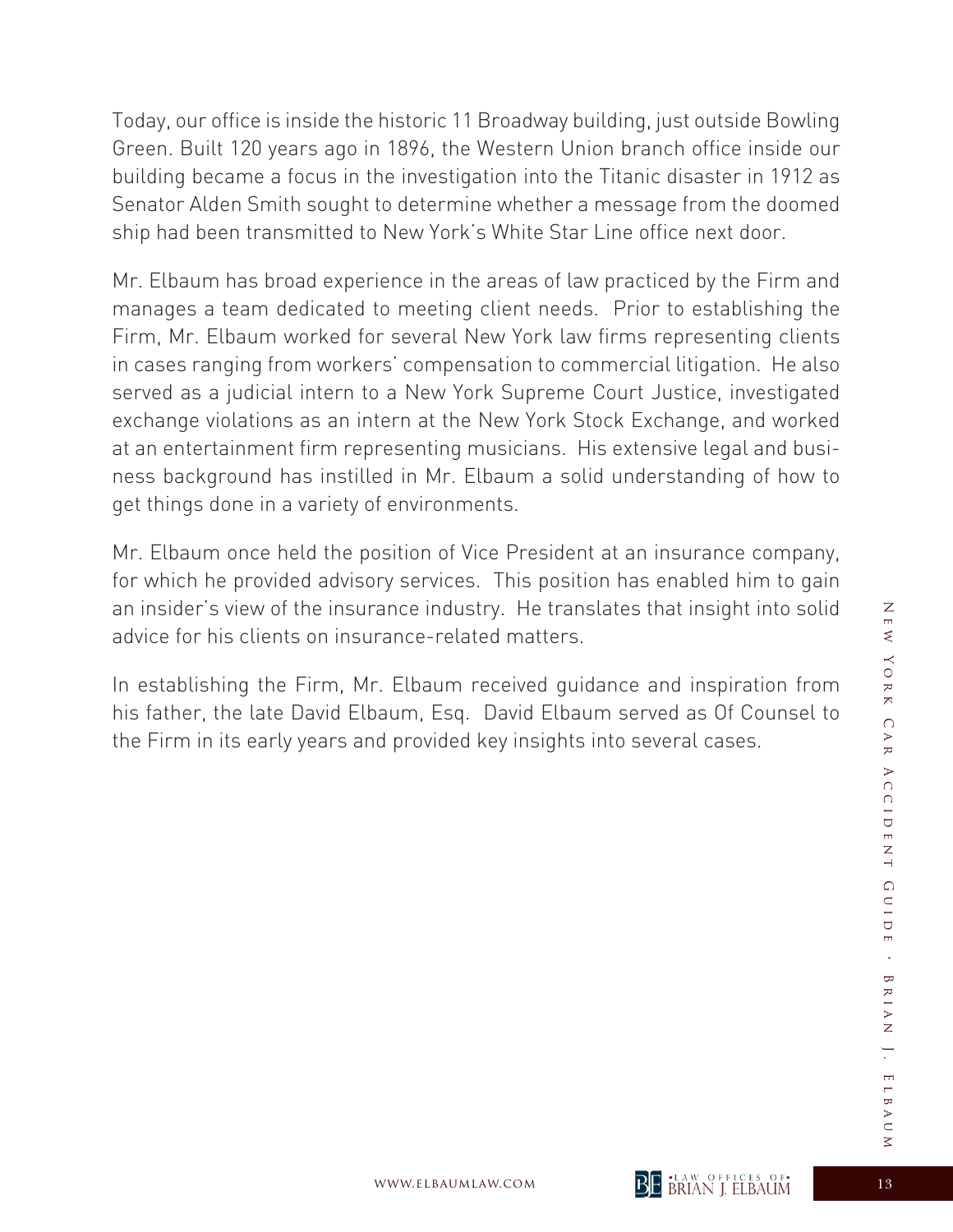Today, our office is inside the historic 11 Broadway building, just outside Bowling Green. Built 120 years ago in 1896, the Western Union branch office inside our building became a focus in the investigation into the Titanic disaster in 1912 as Senator Alden Smith sought to determine whether a message from the doomed ship had been transmitted to New York's White Star Line office next door.

Mr. Elbaum has broad experience in the areas of law practiced by the Firm and manages a team dedicated to meeting client needs. Prior to establishing the Firm, Mr. Elbaum worked for several New York law firms representing clients in cases ranging from workers' compensation to commercial litigation. He also served as a judicial intern to a New York Supreme Court Justice, investigated exchange violations as an intern at the New York Stock Exchange, and worked at an entertainment firm representing musicians. His extensive legal and business background has instilled in Mr. Elbaum a solid understanding of how to get things done in a variety of environments.

Mr. Elbaum once held the position of Vice President at an insurance company, for which he provided advisory services. This position has enabled him to gain an insider's view of the insurance industry. He translates that insight into solid advice for his clients on insurance-related matters.

In establishing the Firm, Mr. Elbaum received guidance and inspiration from his father, the late David Elbaum, Esq. David Elbaum served as Of Counsel to the Firm in its early years and provided key insights into several cases.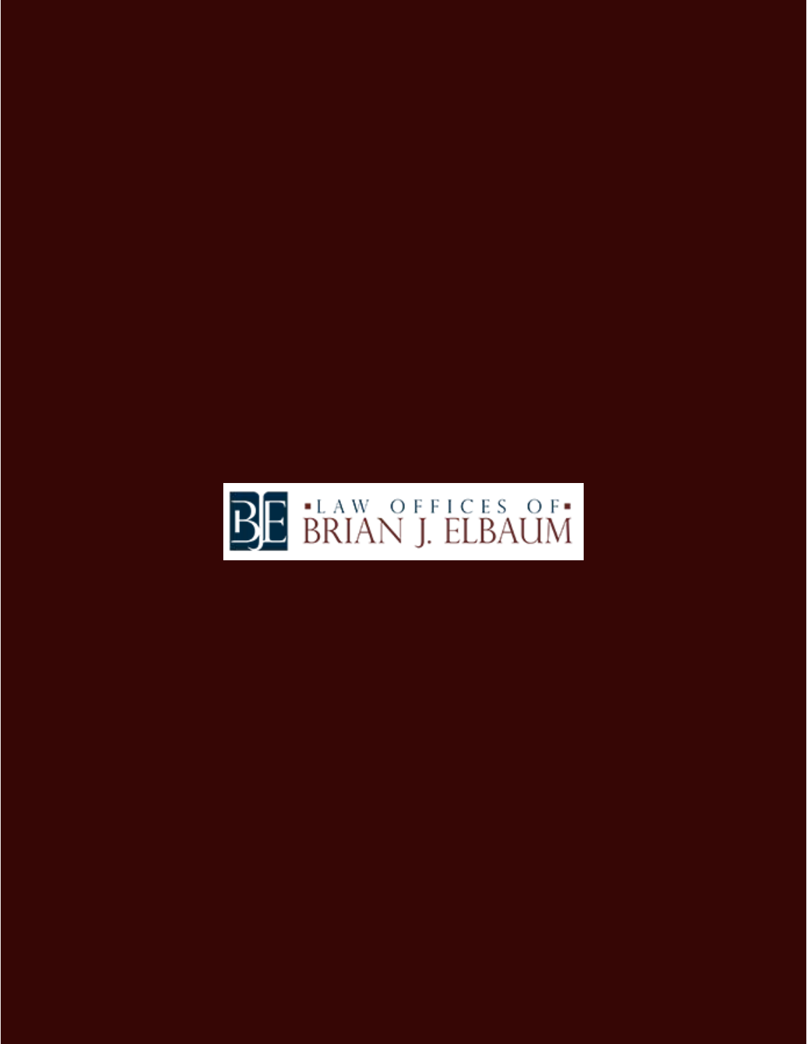LAW OFFICES OF

BRIAN J. ELBAUM